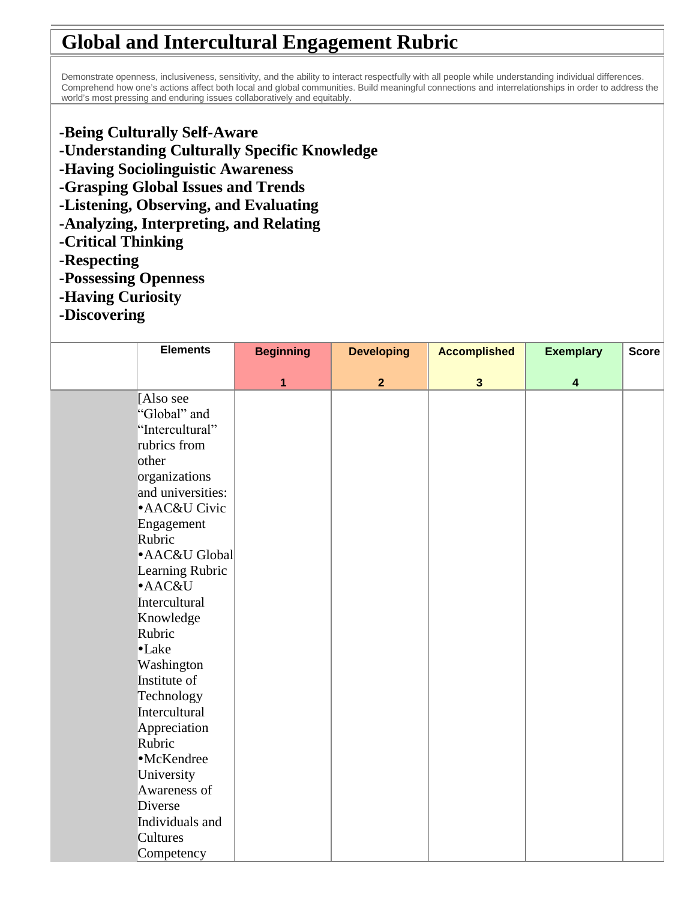# Global and Intercultural Engagement Rubric

Demonstrate openness, inclusiveness, sensitivity, and the ability to interact respectfully with all people while understanding individual differences. Comprehend how one's actions affect both local and global communities. Build meaningful connections and interrelationships in order to address the world's most pressing and enduring issues collaboratively and equitably.

**-Being Culturally Self-Aware**
**-Understanding Culturally Specific Knowledge**
**-Having Sociolinguistic Awareness**
**-Grasping Global Issues and Trends**
**-Listening, Observing, and Evaluating**
**-Analyzing, Interpreting, and Relating**
**-Critical Thinking**
**-Respecting**
**-Possessing Openness**
**-Having Curiosity**
**-Discovering**

| | Elements | Beginning 1 | Developing 2 | Accomplished 3 | Exemplary 4 | Score |
|---|---|---|---|---|---|---|
| | [Also see "Global" and "Intercultural" rubrics from other organizations and universities: •AAC&U Civic Engagement Rubric •AAC&U Global Learning Rubric •AAC&U Intercultural Knowledge Rubric •Lake Washington Institute of Technology Intercultural Appreciation Rubric •McKendree University Awareness of Diverse Individuals and Cultures Competency | | | | | |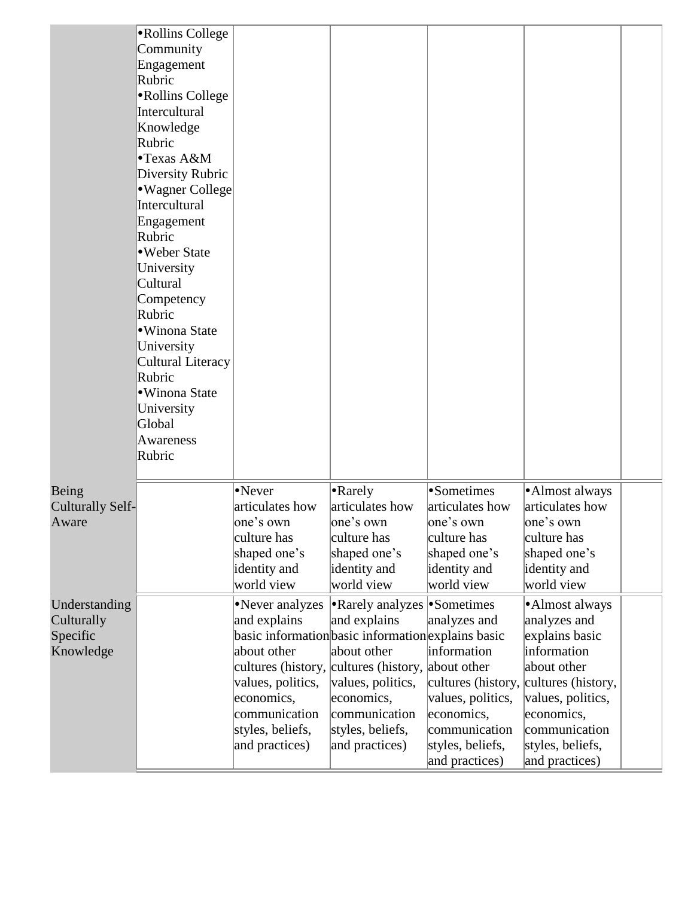| | | | | | | |
|---|---|---|---|---|---|---|
| | •Rollins College Community Engagement Rubric<br>•Rollins College Intercultural Knowledge Rubric<br>•Texas A&M Diversity Rubric<br>•Wagner College Intercultural Engagement Rubric<br>•Weber State University Cultural Competency Rubric<br>•Winona State University Cultural Literacy Rubric<br>•Winona State University Global Awareness Rubric | | | | | |
| Being Culturally Self-Aware | | •Never articulates how one's own culture has shaped one's identity and world view | •Rarely articulates how one's own culture has shaped one's identity and world view | •Sometimes articulates how one's own culture has shaped one's identity and world view | •Almost always articulates how one's own culture has shaped one's identity and world view | |
| Understanding Culturally Specific Knowledge | | •Never analyzes and explains basic information about other cultures (history, values, politics, economics, communication styles, beliefs, and practices) | •Rarely analyzes and explains basic information about other cultures (history, values, politics, economics, communication styles, beliefs, and practices) | •Sometimes analyzes and explains basic information about other cultures (history, values, politics, economics, communication styles, beliefs, and practices) | •Almost always analyzes and explains basic information about other cultures (history, values, politics, economics, communication styles, beliefs, and practices) | |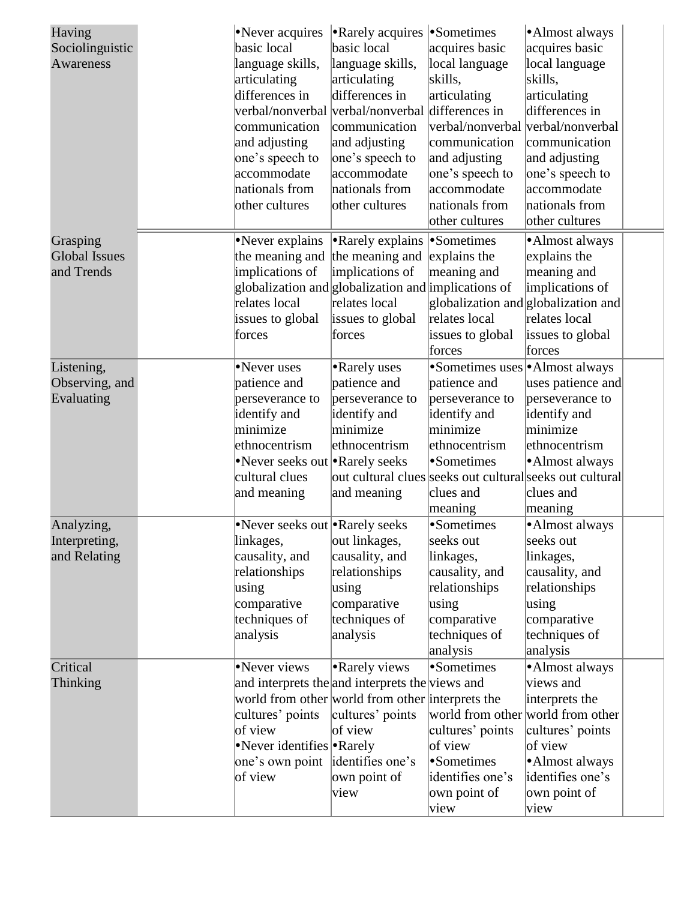| | | | | | | |
|---|---|---|---|---|---|---|
| Having Sociolinguistic Awareness | | •Never acquires basic local language skills, articulating differences in verbal/nonverbal communication and adjusting one's speech to accommodate nationals from other cultures | •Rarely acquires basic local language skills, articulating differences in verbal/nonverbal communication and adjusting one's speech to accommodate nationals from other cultures | •Sometimes acquires basic local language skills, articulating differences in verbal/nonverbal communication and adjusting one's speech to accommodate nationals from other cultures | •Almost always acquires basic local language skills, articulating differences in verbal/nonverbal communication and adjusting one's speech to accommodate nationals from other cultures | |
| Grasping Global Issues and Trends | | •Never explains the meaning and implications of globalization and relates local issues to global forces | •Rarely explains the meaning and implications of globalization and relates local issues to global forces | •Sometimes explains the meaning and implications of globalization and relates local issues to global forces | •Almost always explains the meaning and implications of globalization and relates local issues to global forces | |
| Listening, Observing, and Evaluating | | •Never uses patience and perseverance to identify and minimize ethnocentrism •Never seeks out cultural clues and meaning | •Rarely uses patience and perseverance to identify and minimize ethnocentrism •Rarely seeks out cultural clues and meaning | •Sometimes uses patience and perseverance to identify and minimize ethnocentrism •Sometimes seeks out cultural clues and meaning | •Almost always uses patience and perseverance to identify and minimize ethnocentrism •Almost always seeks out cultural clues and meaning | |
| Analyzing, Interpreting, and Relating | | •Never seeks out linkages, causality, and relationships using comparative techniques of analysis | •Rarely seeks out linkages, causality, and relationships using comparative techniques of analysis | •Sometimes seeks out linkages, causality, and relationships using comparative techniques of analysis | •Almost always seeks out linkages, causality, and relationships using comparative techniques of analysis | |
| Critical Thinking | | •Never views and interprets the world from other cultures' points of view •Never identifies one's own point of view | •Rarely views and interprets the world from other cultures' points of view •Rarely identifies one's own point of view | •Sometimes views and interprets the world from other cultures' points of view •Sometimes identifies one's own point of view | •Almost always views and interprets the world from other cultures' points of view •Almost always identifies one's own point of view | |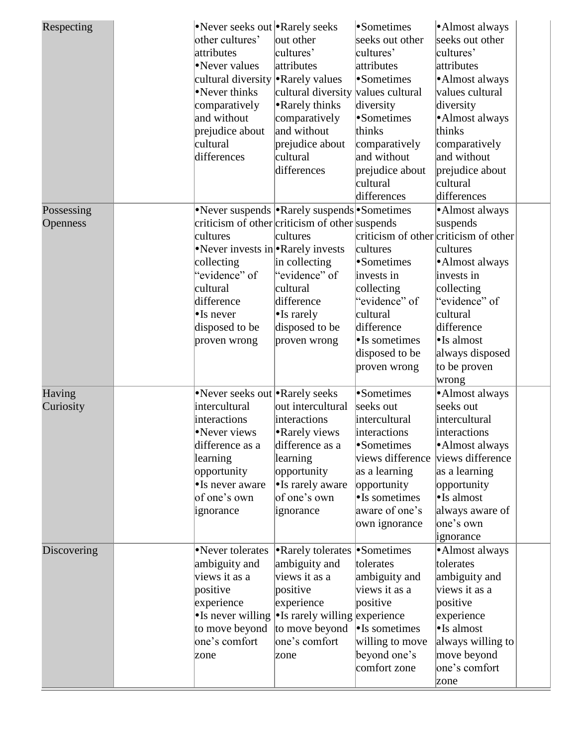| | | | | | | |
|---|---|---|---|---|---|---|
| Respecting | | •Never seeks out other cultures' attributes •Never values cultural diversity •Never thinks comparatively and without prejudice about cultural differences | •Rarely seeks out other cultures' attributes •Rarely values cultural diversity •Rarely thinks comparatively and without prejudice about cultural differences | •Sometimes seeks out other cultures' attributes •Sometimes values cultural diversity •Sometimes thinks comparatively and without prejudice about cultural differences | •Almost always seeks out other cultures' attributes •Almost always values cultural diversity •Almost always thinks comparatively and without prejudice about cultural differences | |
| Possessing Openness | | •Never suspends criticism of other cultures •Never invests in collecting "evidence" of cultural difference •Is never disposed to be proven wrong | •Rarely suspends criticism of other cultures •Rarely invests in collecting "evidence" of cultural difference •Is rarely disposed to be proven wrong | •Sometimes suspends criticism of other cultures •Sometimes invests in collecting "evidence" of cultural difference •Is sometimes disposed to be proven wrong | •Almost always suspends criticism of other cultures •Almost always invests in collecting "evidence" of cultural difference •Is almost always disposed to be proven wrong | |
| Having Curiosity | | •Never seeks out intercultural interactions •Never views difference as a learning opportunity •Is never aware of one's own ignorance | •Rarely seeks out intercultural interactions •Rarely views difference as a learning opportunity •Is rarely aware of one's own ignorance | •Sometimes seeks out intercultural interactions •Sometimes views difference as a learning opportunity •Is sometimes aware of one's own ignorance | •Almost always seeks out intercultural interactions •Almost always views difference as a learning opportunity •Is almost always aware of one's own ignorance | |
| Discovering | | •Never tolerates ambiguity and views it as a positive experience •Is never willing to move beyond one's comfort zone | •Rarely tolerates ambiguity and views it as a positive experience •Is rarely willing to move beyond one's comfort zone | •Sometimes tolerates ambiguity and views it as a positive experience •Is sometimes willing to move beyond one's comfort zone | •Almost always tolerates ambiguity and views it as a positive experience •Is almost always willing to move beyond one's comfort zone | |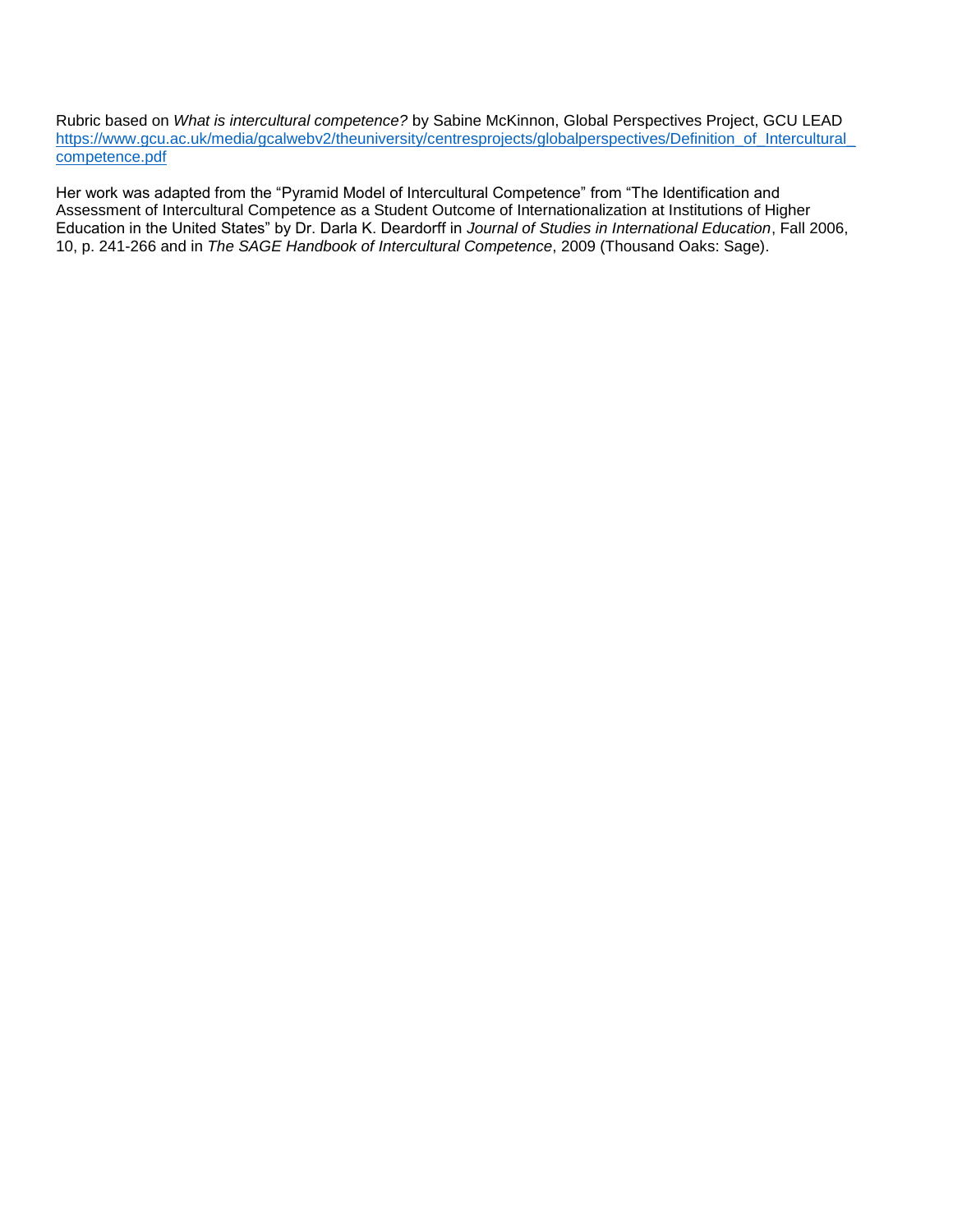Rubric based on *What is intercultural competence?* by Sabine McKinnon, Global Perspectives Project, GCU LEAD
[https://www.gcu.ac.uk/media/gcalwebv2/theuniversity/centresprojects/globalperspectives/Definition_of_Intercultural_competence.pdf](https://www.gcu.ac.uk/media/gcalwebv2/theuniversity/centresprojects/globalperspectives/Definition_of_Intercultural_competence.pdf)

Her work was adapted from the “Pyramid Model of Intercultural Competence” from “The Identification and Assessment of Intercultural Competence as a Student Outcome of Internationalization at Institutions of Higher Education in the United States” by Dr. Darla K. Deardorff in *Journal of Studies in International Education*, Fall 2006, 10, p. 241-266 and in *The SAGE Handbook of Intercultural Competence*, 2009 (Thousand Oaks: Sage).